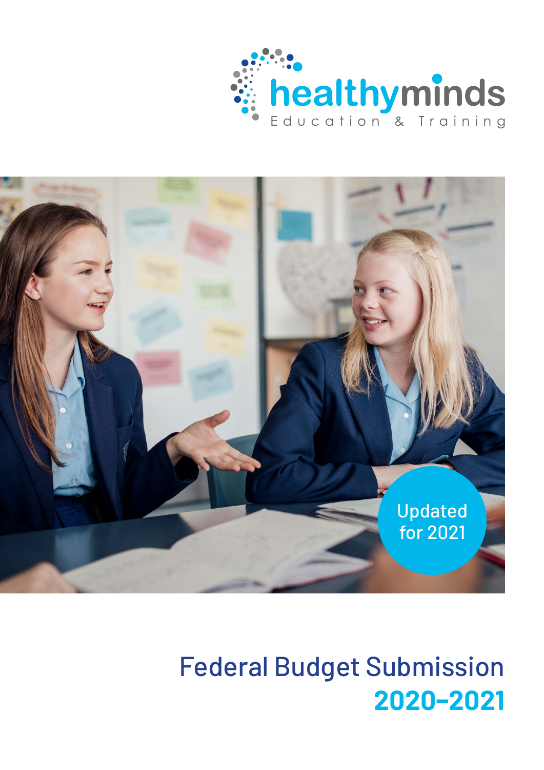healthyminds

Education & Training

Updated for 2021

# Federal Budget Submission 2020–2021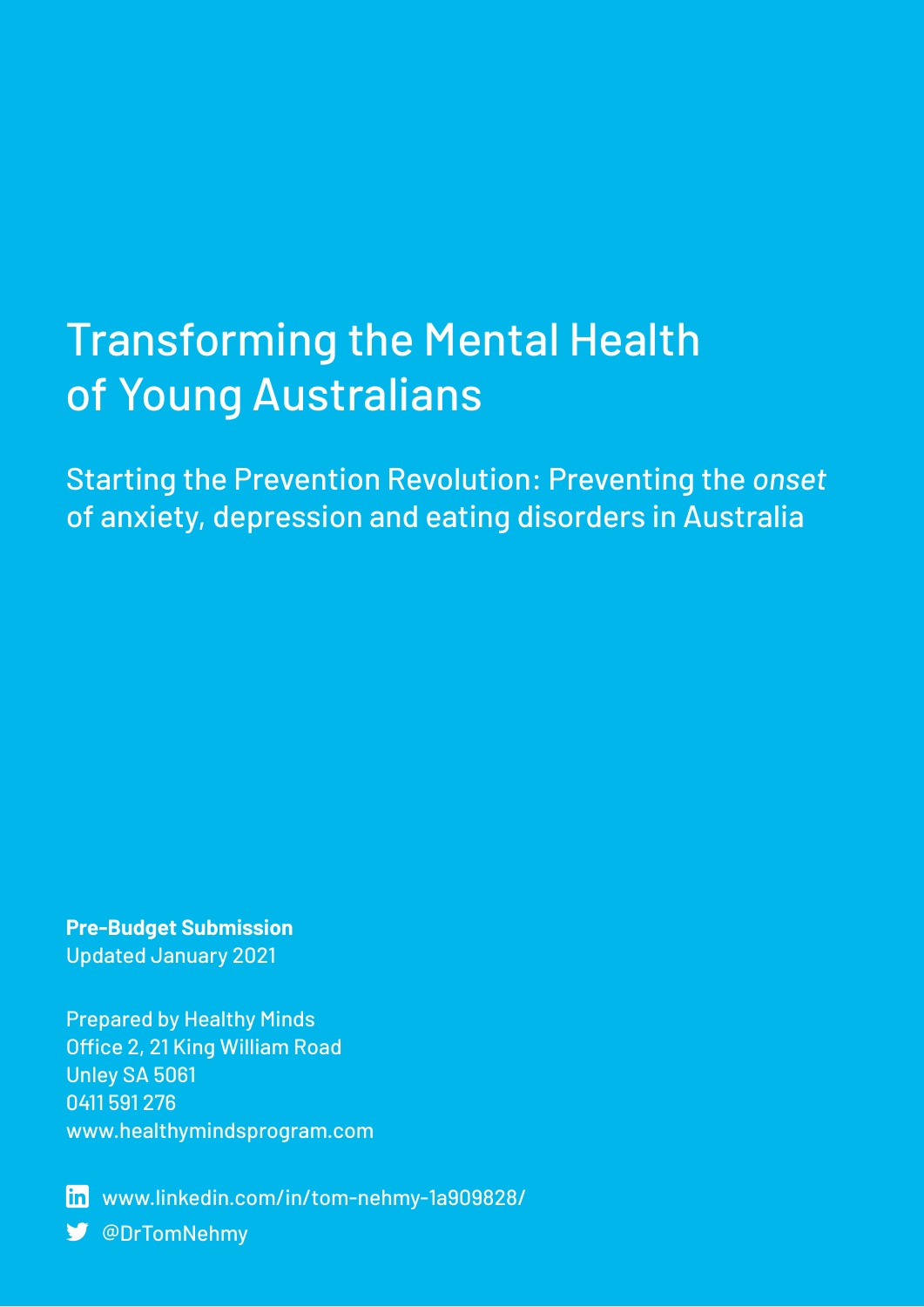# Transforming the Mental Health of Young Australians

## Starting the Prevention Revolution: Preventing the *onset* of anxiety, depression and eating disorders in Australia

**Pre-Budget Submission**
Updated January 2021

Prepared by Healthy Minds
Office 2, 21 King William Road
Unley SA 5061
0411 591 276
www.healthymindsprogram.com

www.linkedin.com/in/tom-nehmy-1a909828/
@DrTomNehmy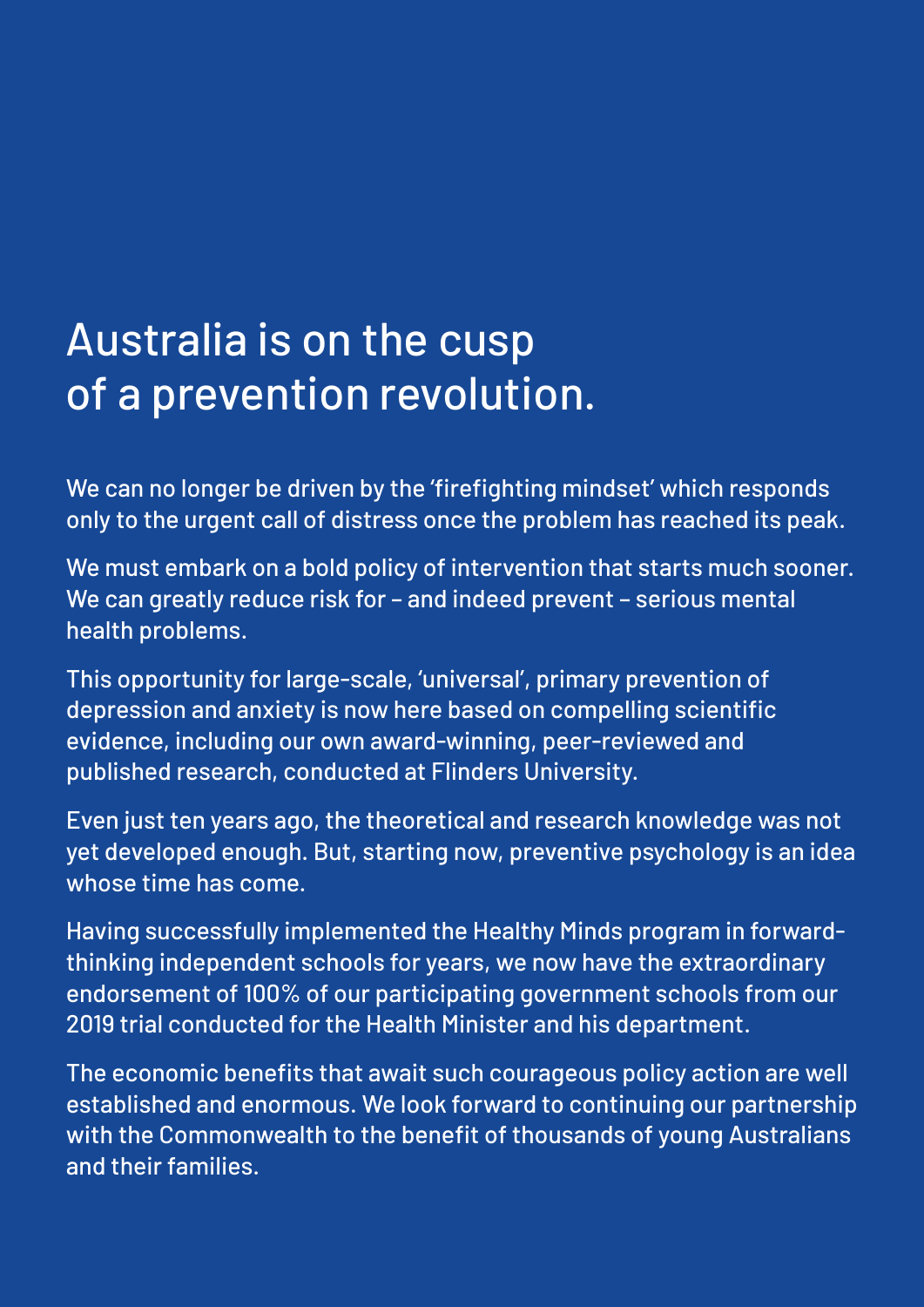# Australia is on the cusp of a prevention revolution.

We can no longer be driven by the 'firefighting mindset' which responds only to the urgent call of distress once the problem has reached its peak.

We must embark on a bold policy of intervention that starts much sooner. We can greatly reduce risk for – and indeed prevent – serious mental health problems.

This opportunity for large-scale, 'universal', primary prevention of depression and anxiety is now here based on compelling scientific evidence, including our own award-winning, peer-reviewed and published research, conducted at Flinders University.

Even just ten years ago, the theoretical and research knowledge was not yet developed enough. But, starting now, preventive psychology is an idea whose time has come.

Having successfully implemented the Healthy Minds program in forward-thinking independent schools for years, we now have the extraordinary endorsement of 100% of our participating government schools from our 2019 trial conducted for the Health Minister and his department.

The economic benefits that await such courageous policy action are well established and enormous. We look forward to continuing our partnership with the Commonwealth to the benefit of thousands of young Australians and their families.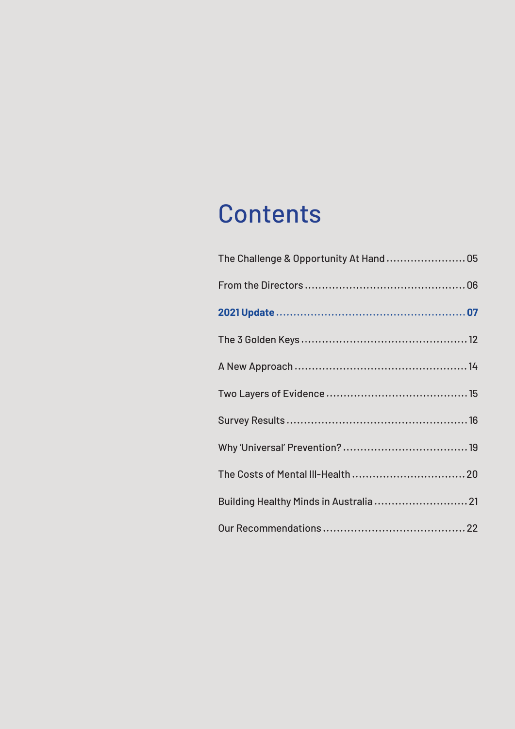# Contents

The Challenge & Opportunity At Hand ........................ 05

From the Directors ........................ 06

**2021 Update ........................ 07**

The 3 Golden Keys ........................ 12

A New Approach ........................ 14

Two Layers of Evidence ........................ 15

Survey Results ........................ 16

Why 'Universal' Prevention? ........................ 19

The Costs of Mental Ill-Health ........................ 20

Building Healthy Minds in Australia ........................ 21

Our Recommendations ........................ 22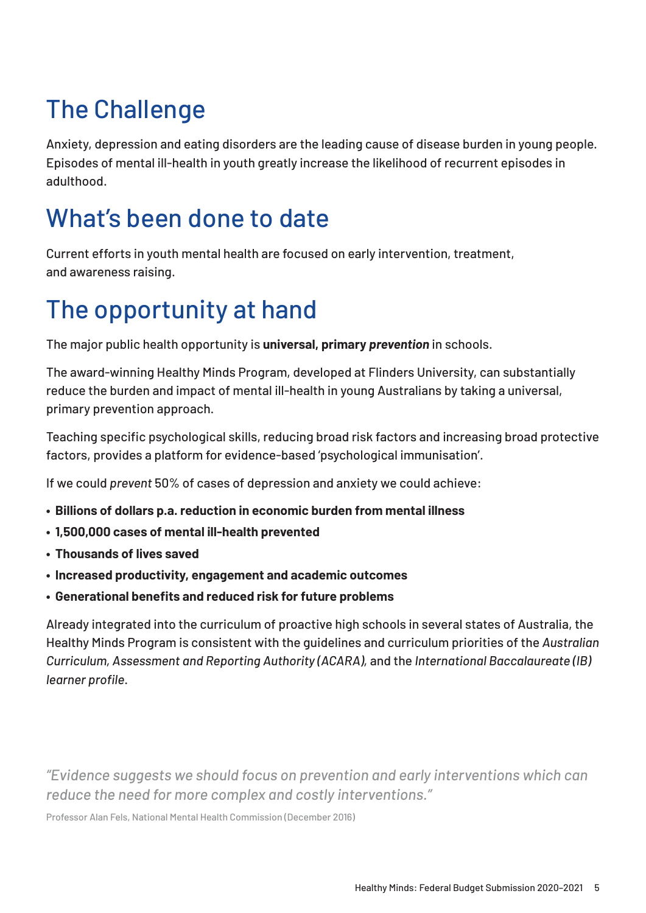## The Challenge

Anxiety, depression and eating disorders are the leading cause of disease burden in young people. Episodes of mental ill-health in youth greatly increase the likelihood of recurrent episodes in adulthood.

## What's been done to date

Current efforts in youth mental health are focused on early intervention, treatment, and awareness raising.

## The opportunity at hand

The major public health opportunity is **universal, primary *prevention*** in schools.

The award-winning Healthy Minds Program, developed at Flinders University, can substantially reduce the burden and impact of mental ill-health in young Australians by taking a universal, primary prevention approach.

Teaching specific psychological skills, reducing broad risk factors and increasing broad protective factors, provides a platform for evidence-based 'psychological immunisation'.

If we could *prevent* 50% of cases of depression and anxiety we could achieve:

- **Billions of dollars p.a. reduction in economic burden from mental illness**
- **1,500,000 cases of mental ill-health prevented**
- **Thousands of lives saved**
- **Increased productivity, engagement and academic outcomes**
- **Generational benefits and reduced risk for future problems**

Already integrated into the curriculum of proactive high schools in several states of Australia, the Healthy Minds Program is consistent with the guidelines and curriculum priorities of the *Australian Curriculum, Assessment and Reporting Authority (ACARA),* and the *International Baccalaureate (IB) learner profile*.

*"Evidence suggests we should focus on prevention and early interventions which can reduce the need for more complex and costly interventions."*

Professor Alan Fels, National Mental Health Commission (December 2016)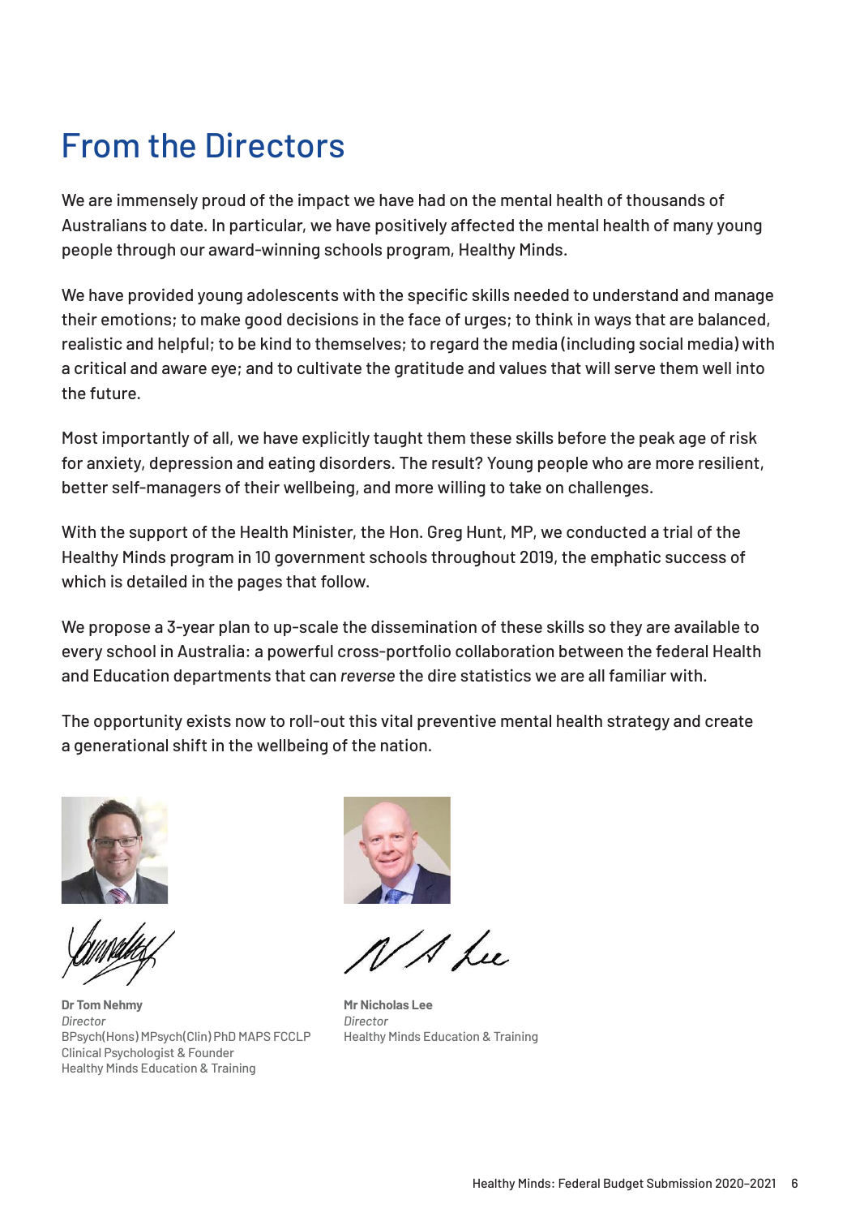# From the Directors

We are immensely proud of the impact we have had on the mental health of thousands of Australians to date. In particular, we have positively affected the mental health of many young people through our award-winning schools program, Healthy Minds.

We have provided young adolescents with the specific skills needed to understand and manage their emotions; to make good decisions in the face of urges; to think in ways that are balanced, realistic and helpful; to be kind to themselves; to regard the media (including social media) with a critical and aware eye; and to cultivate the gratitude and values that will serve them well into the future.

Most importantly of all, we have explicitly taught them these skills before the peak age of risk for anxiety, depression and eating disorders. The result? Young people who are more resilient, better self-managers of their wellbeing, and more willing to take on challenges.

With the support of the Health Minister, the Hon. Greg Hunt, MP, we conducted a trial of the Healthy Minds program in 10 government schools throughout 2019, the emphatic success of which is detailed in the pages that follow.

We propose a 3-year plan to up-scale the dissemination of these skills so they are available to every school in Australia: a powerful cross-portfolio collaboration between the federal Health and Education departments that can *reverse* the dire statistics we are all familiar with.

The opportunity exists now to roll-out this vital preventive mental health strategy and create a generational shift in the wellbeing of the nation.

**Dr Tom Nehmy**
*Director*
BPsych(Hons) MPsych(Clin) PhD MAPS FCCLP
Clinical Psychologist & Founder
Healthy Minds Education & Training

**Mr Nicholas Lee**
*Director*
Healthy Minds Education & Training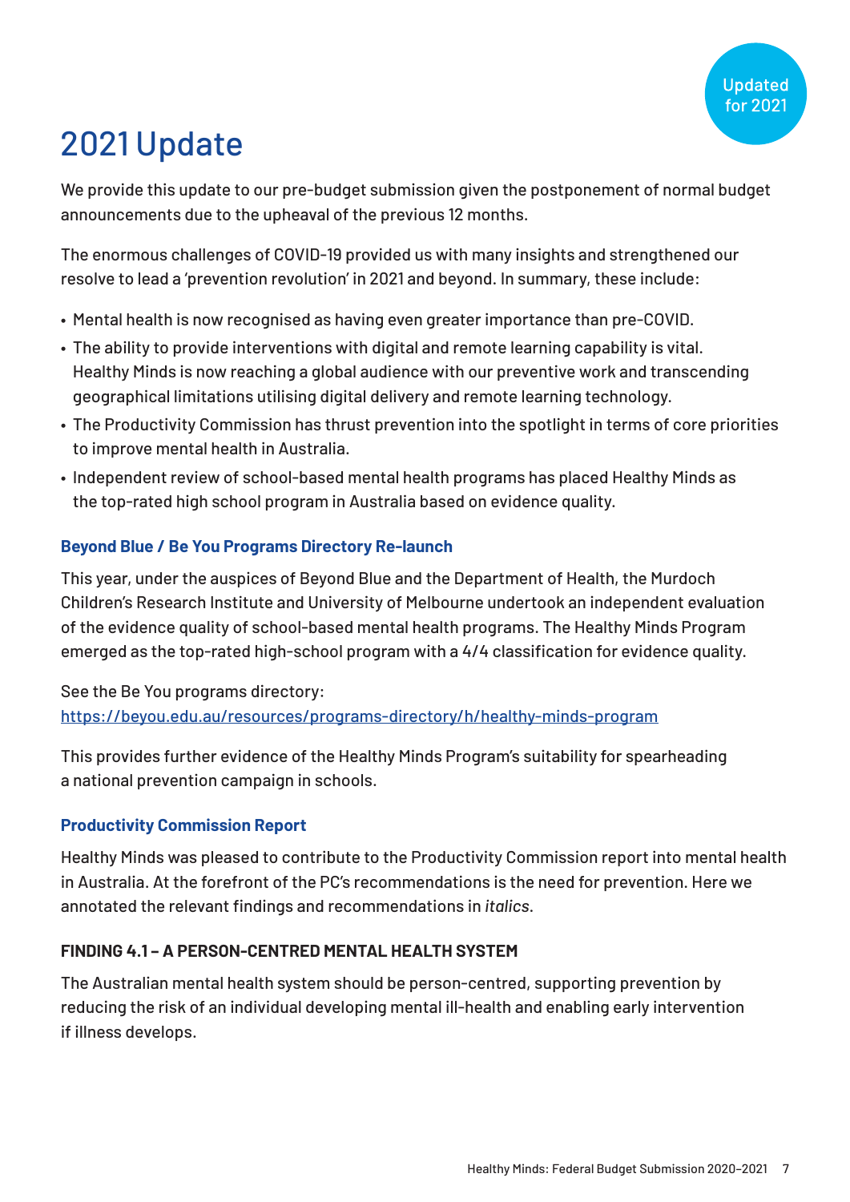Updated for 2021

# 2021 Update

We provide this update to our pre-budget submission given the postponement of normal budget announcements due to the upheaval of the previous 12 months.

The enormous challenges of COVID-19 provided us with many insights and strengthened our resolve to lead a 'prevention revolution' in 2021 and beyond. In summary, these include:

- Mental health is now recognised as having even greater importance than pre-COVID.
- The ability to provide interventions with digital and remote learning capability is vital. Healthy Minds is now reaching a global audience with our preventive work and transcending geographical limitations utilising digital delivery and remote learning technology.
- The Productivity Commission has thrust prevention into the spotlight in terms of core priorities to improve mental health in Australia.
- Independent review of school-based mental health programs has placed Healthy Minds as the top-rated high school program in Australia based on evidence quality.

### Beyond Blue / Be You Programs Directory Re-launch

This year, under the auspices of Beyond Blue and the Department of Health, the Murdoch Children's Research Institute and University of Melbourne undertook an independent evaluation of the evidence quality of school-based mental health programs. The Healthy Minds Program emerged as the top-rated high-school program with a 4/4 classification for evidence quality.

See the Be You programs directory:
https://beyou.edu.au/resources/programs-directory/h/healthy-minds-program

This provides further evidence of the Healthy Minds Program's suitability for spearheading a national prevention campaign in schools.

### Productivity Commission Report

Healthy Minds was pleased to contribute to the Productivity Commission report into mental health in Australia. At the forefront of the PC's recommendations is the need for prevention. Here we annotated the relevant findings and recommendations in *italics*.

#### FINDING 4.1 – A PERSON-CENTRED MENTAL HEALTH SYSTEM

The Australian mental health system should be person-centred, supporting prevention by reducing the risk of an individual developing mental ill-health and enabling early intervention if illness develops.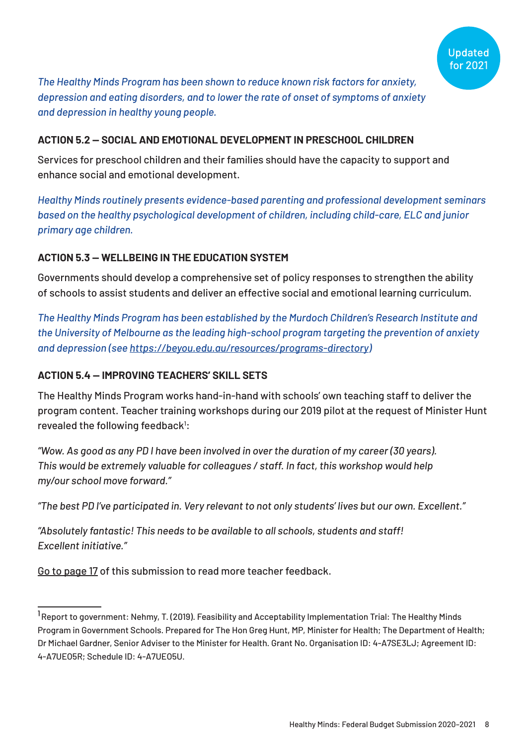Updated for 2021

*The Healthy Minds Program has been shown to reduce known risk factors for anxiety, depression and eating disorders, and to lower the rate of onset of symptoms of anxiety and depression in healthy young people.*

### ACTION 5.2 — SOCIAL AND EMOTIONAL DEVELOPMENT IN PRESCHOOL CHILDREN

Services for preschool children and their families should have the capacity to support and enhance social and emotional development.

*Healthy Minds routinely presents evidence-based parenting and professional development seminars based on the healthy psychological development of children, including child-care, ELC and junior primary age children.*

### ACTION 5.3 — WELLBEING IN THE EDUCATION SYSTEM

Governments should develop a comprehensive set of policy responses to strengthen the ability of schools to assist students and deliver an effective social and emotional learning curriculum.

*The Healthy Minds Program has been established by the Murdoch Children's Research Institute and the University of Melbourne as the leading high-school program targeting the prevention of anxiety and depression (see https://beyou.edu.au/resources/programs-directory)*

### ACTION 5.4 — IMPROVING TEACHERS' SKILL SETS

The Healthy Minds Program works hand-in-hand with schools' own teaching staff to deliver the program content. Teacher training workshops during our 2019 pilot at the request of Minister Hunt revealed the following feedback[1]:

*"Wow. As good as any PD I have been involved in over the duration of my career (30 years). This would be extremely valuable for colleagues / staff. In fact, this workshop would help my/our school move forward."*

*"The best PD I've participated in. Very relevant to not only students' lives but our own. Excellent."*

*"Absolutely fantastic! This needs to be available to all schools, students and staff! Excellent initiative."*

Go to page 17 of this submission to read more teacher feedback.

---

[1] Report to government: Nehmy, T. (2019). Feasibility and Acceptability Implementation Trial: The Healthy Minds Program in Government Schools. Prepared for The Hon Greg Hunt, MP, Minister for Health; The Department of Health; Dr Michael Gardner, Senior Adviser to the Minister for Health. Grant No. Organisation ID: 4-A7SE3LJ; Agreement ID: 4-A7UE05R; Schedule ID: 4-A7UE05U.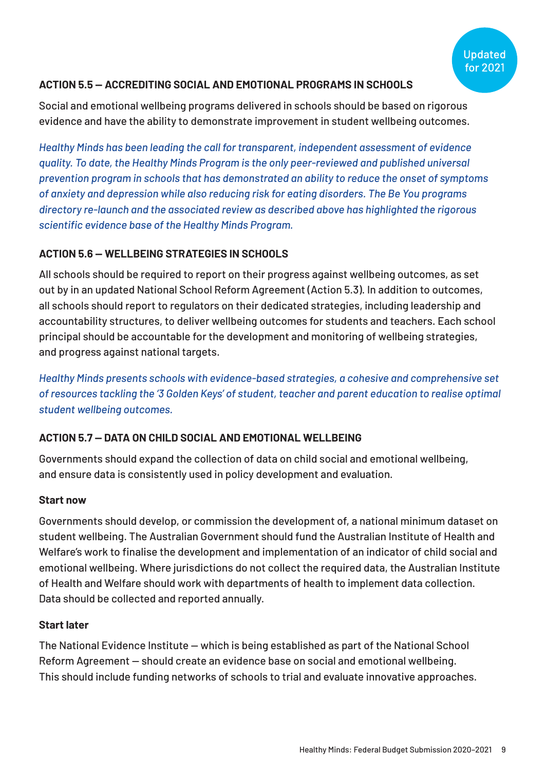Updated for 2021

### ACTION 5.5 — ACCREDITING SOCIAL AND EMOTIONAL PROGRAMS IN SCHOOLS

Social and emotional wellbeing programs delivered in schools should be based on rigorous evidence and have the ability to demonstrate improvement in student wellbeing outcomes.

*Healthy Minds has been leading the call for transparent, independent assessment of evidence quality. To date, the Healthy Minds Program is the only peer-reviewed and published universal prevention program in schools that has demonstrated an ability to reduce the onset of symptoms of anxiety and depression while also reducing risk for eating disorders. The Be You programs directory re-launch and the associated review as described above has highlighted the rigorous scientific evidence base of the Healthy Minds Program.*

### ACTION 5.6 — WELLBEING STRATEGIES IN SCHOOLS

All schools should be required to report on their progress against wellbeing outcomes, as set out by in an updated National School Reform Agreement (Action 5.3). In addition to outcomes, all schools should report to regulators on their dedicated strategies, including leadership and accountability structures, to deliver wellbeing outcomes for students and teachers. Each school principal should be accountable for the development and monitoring of wellbeing strategies, and progress against national targets.

*Healthy Minds presents schools with evidence-based strategies, a cohesive and comprehensive set of resources tackling the '3 Golden Keys' of student, teacher and parent education to realise optimal student wellbeing outcomes.*

### ACTION 5.7 — DATA ON CHILD SOCIAL AND EMOTIONAL WELLBEING

Governments should expand the collection of data on child social and emotional wellbeing, and ensure data is consistently used in policy development and evaluation.

**Start now**

Governments should develop, or commission the development of, a national minimum dataset on student wellbeing. The Australian Government should fund the Australian Institute of Health and Welfare's work to finalise the development and implementation of an indicator of child social and emotional wellbeing. Where jurisdictions do not collect the required data, the Australian Institute of Health and Welfare should work with departments of health to implement data collection. Data should be collected and reported annually.

**Start later**

The National Evidence Institute — which is being established as part of the National School Reform Agreement — should create an evidence base on social and emotional wellbeing. This should include funding networks of schools to trial and evaluate innovative approaches.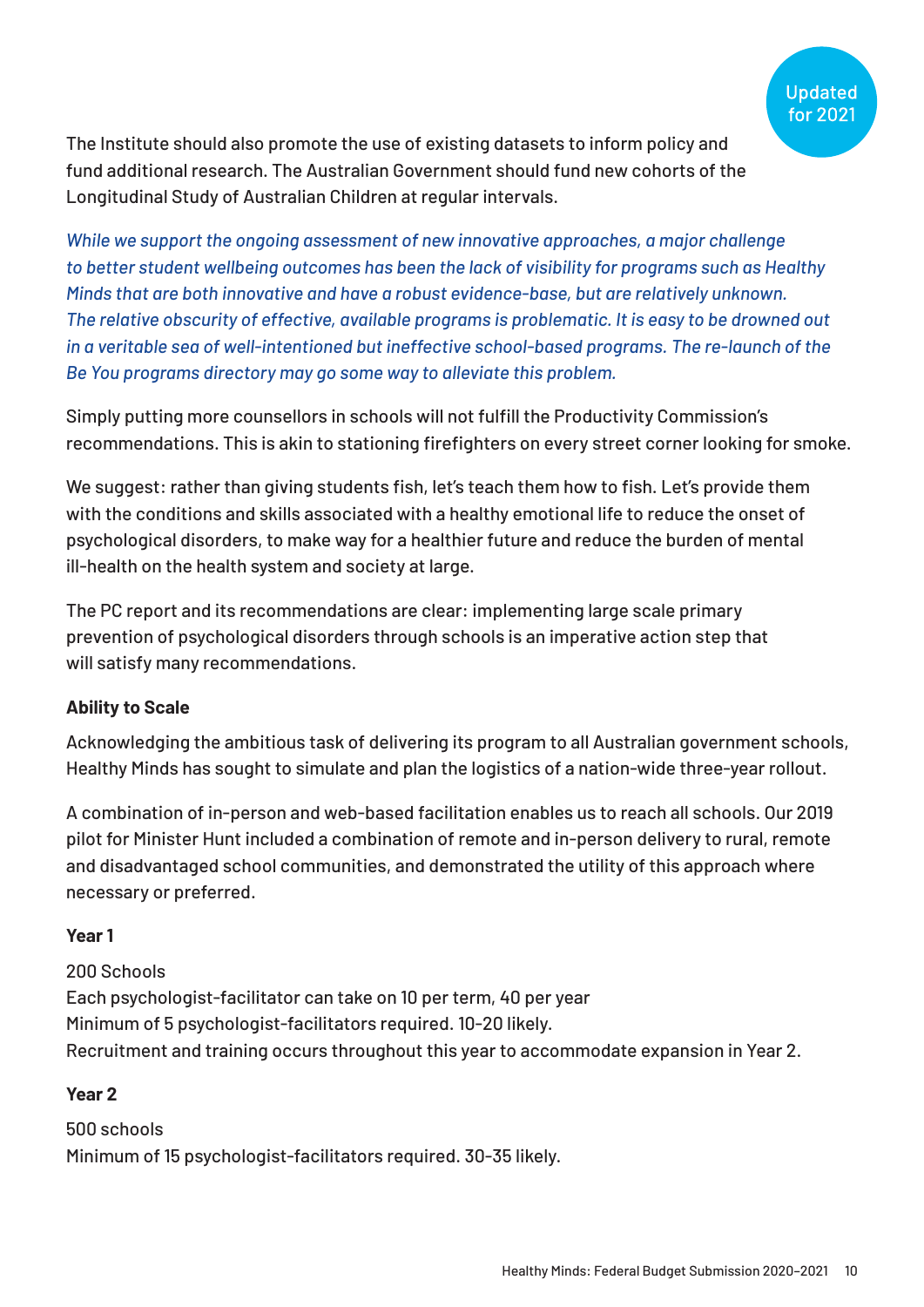Updated for 2021

The Institute should also promote the use of existing datasets to inform policy and fund additional research. The Australian Government should fund new cohorts of the Longitudinal Study of Australian Children at regular intervals.

*While we support the ongoing assessment of new innovative approaches, a major challenge to better student wellbeing outcomes has been the lack of visibility for programs such as Healthy Minds that are both innovative and have a robust evidence-base, but are relatively unknown. The relative obscurity of effective, available programs is problematic. It is easy to be drowned out in a veritable sea of well-intentioned but ineffective school-based programs. The re-launch of the Be You programs directory may go some way to alleviate this problem.*

Simply putting more counsellors in schools will not fulfill the Productivity Commission's recommendations. This is akin to stationing firefighters on every street corner looking for smoke.

We suggest: rather than giving students fish, let's teach them how to fish. Let's provide them with the conditions and skills associated with a healthy emotional life to reduce the onset of psychological disorders, to make way for a healthier future and reduce the burden of mental ill-health on the health system and society at large.

The PC report and its recommendations are clear: implementing large scale primary prevention of psychological disorders through schools is an imperative action step that will satisfy many recommendations.

**Ability to Scale**

Acknowledging the ambitious task of delivering its program to all Australian government schools, Healthy Minds has sought to simulate and plan the logistics of a nation-wide three-year rollout.

A combination of in-person and web-based facilitation enables us to reach all schools. Our 2019 pilot for Minister Hunt included a combination of remote and in-person delivery to rural, remote and disadvantaged school communities, and demonstrated the utility of this approach where necessary or preferred.

**Year 1**

200 Schools
Each psychologist-facilitator can take on 10 per term, 40 per year
Minimum of 5 psychologist-facilitators required. 10-20 likely.
Recruitment and training occurs throughout this year to accommodate expansion in Year 2.

**Year 2**

500 schools
Minimum of 15 psychologist-facilitators required. 30-35 likely.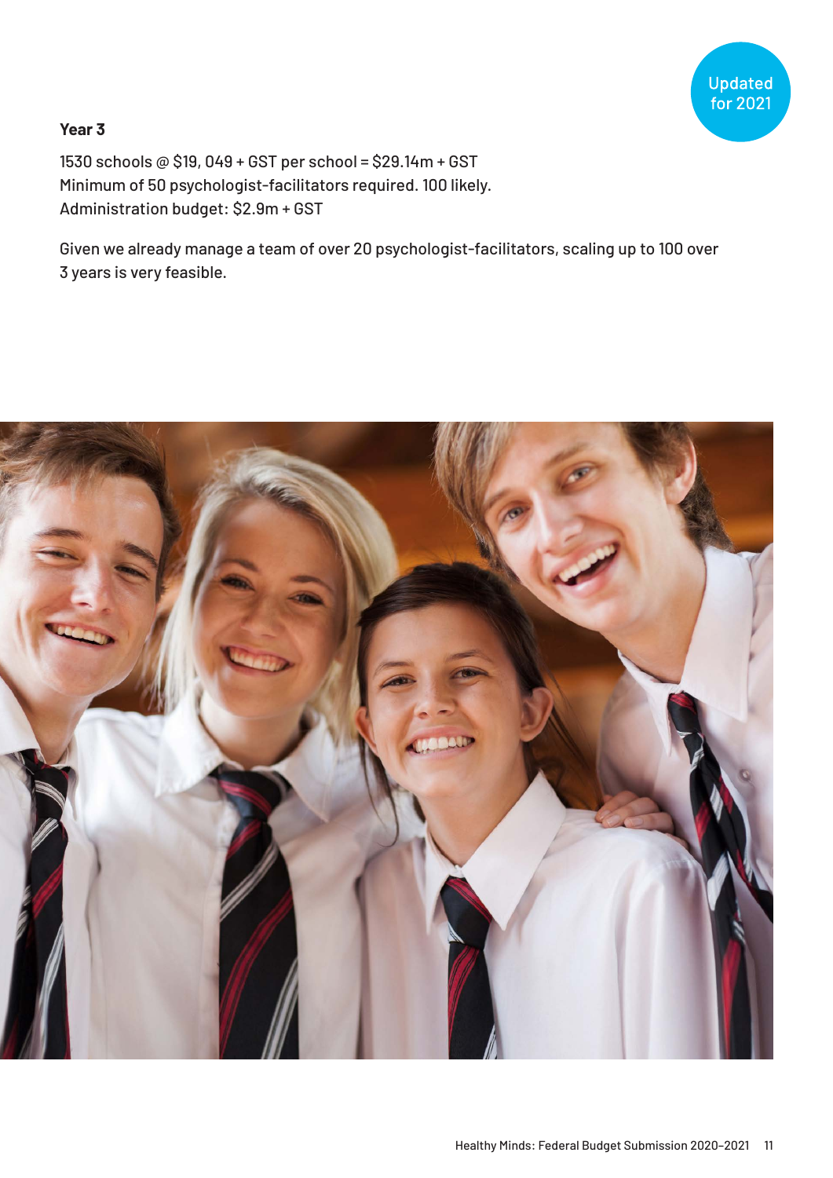Updated for 2021

**Year 3**

1530 schools @ $19, 049 + GST per school = $29.14m + GST
Minimum of 50 psychologist-facilitators required. 100 likely.
Administration budget: $2.9m + GST

Given we already manage a team of over 20 psychologist-facilitators, scaling up to 100 over 3 years is very feasible.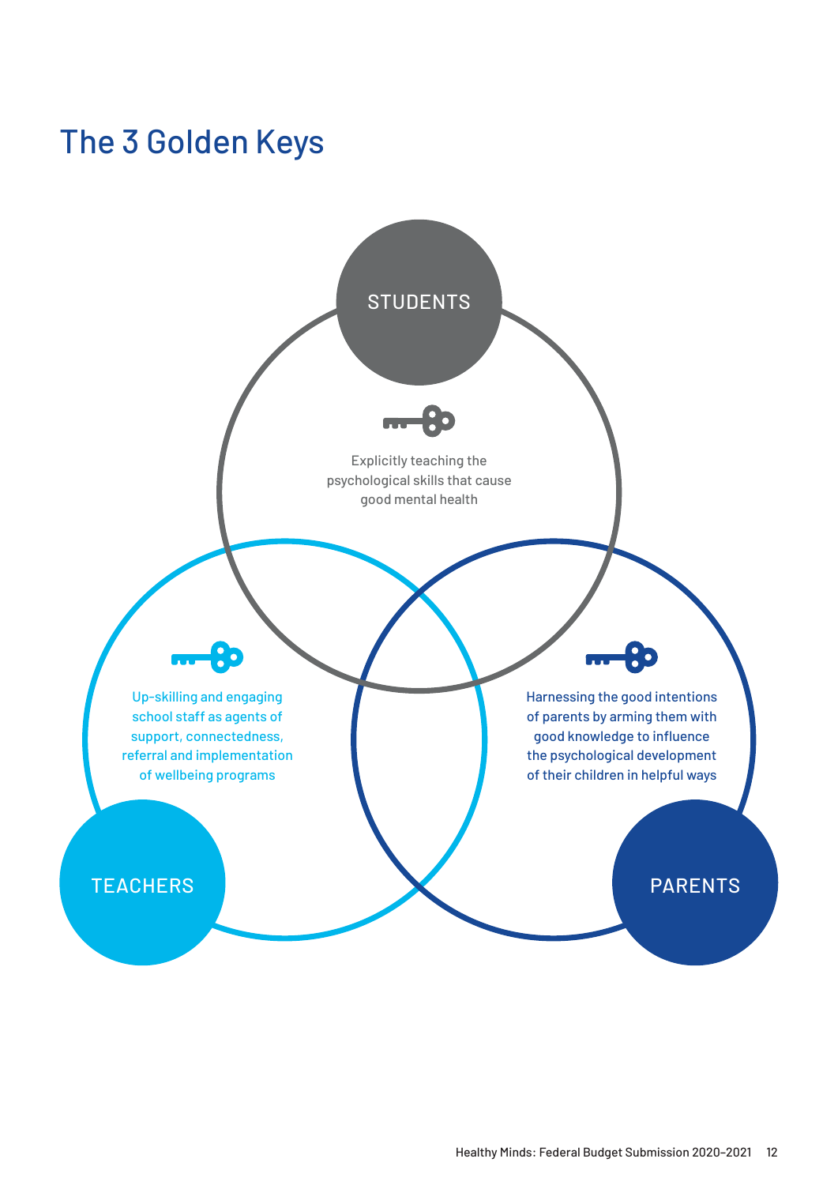# The 3 Golden Keys

**STUDENTS**

Explicitly teaching the psychological skills that cause good mental health

**TEACHERS**

Up-skilling and engaging school staff as agents of support, connectedness, referral and implementation of wellbeing programs

**PARENTS**

Harnessing the good intentions of parents by arming them with good knowledge to influence the psychological development of their children in helpful ways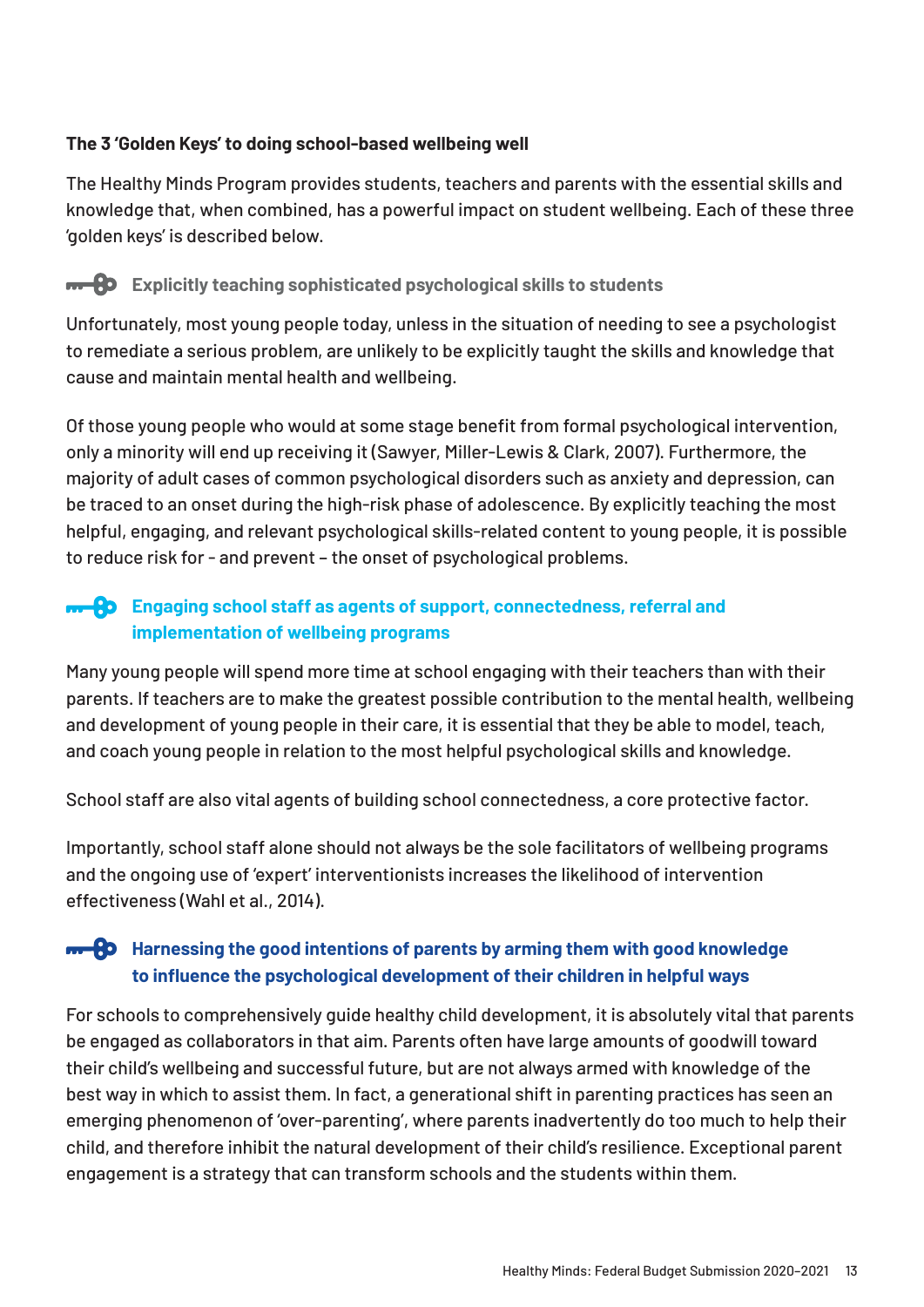### The 3 'Golden Keys' to doing school-based wellbeing well

The Healthy Minds Program provides students, teachers and parents with the essential skills and knowledge that, when combined, has a powerful impact on student wellbeing. Each of these three 'golden keys' is described below.

#### Explicitly teaching sophisticated psychological skills to students

Unfortunately, most young people today, unless in the situation of needing to see a psychologist to remediate a serious problem, are unlikely to be explicitly taught the skills and knowledge that cause and maintain mental health and wellbeing.

Of those young people who would at some stage benefit from formal psychological intervention, only a minority will end up receiving it (Sawyer, Miller-Lewis & Clark, 2007). Furthermore, the majority of adult cases of common psychological disorders such as anxiety and depression, can be traced to an onset during the high-risk phase of adolescence. By explicitly teaching the most helpful, engaging, and relevant psychological skills-related content to young people, it is possible to reduce risk for - and prevent – the onset of psychological problems.

#### Engaging school staff as agents of support, connectedness, referral and implementation of wellbeing programs

Many young people will spend more time at school engaging with their teachers than with their parents. If teachers are to make the greatest possible contribution to the mental health, wellbeing and development of young people in their care, it is essential that they be able to model, teach, and coach young people in relation to the most helpful psychological skills and knowledge.

School staff are also vital agents of building school connectedness, a core protective factor.

Importantly, school staff alone should not always be the sole facilitators of wellbeing programs and the ongoing use of 'expert' interventionists increases the likelihood of intervention effectiveness (Wahl et al., 2014).

#### Harnessing the good intentions of parents by arming them with good knowledge to influence the psychological development of their children in helpful ways

For schools to comprehensively guide healthy child development, it is absolutely vital that parents be engaged as collaborators in that aim. Parents often have large amounts of goodwill toward their child's wellbeing and successful future, but are not always armed with knowledge of the best way in which to assist them. In fact, a generational shift in parenting practices has seen an emerging phenomenon of 'over-parenting', where parents inadvertently do too much to help their child, and therefore inhibit the natural development of their child's resilience. Exceptional parent engagement is a strategy that can transform schools and the students within them.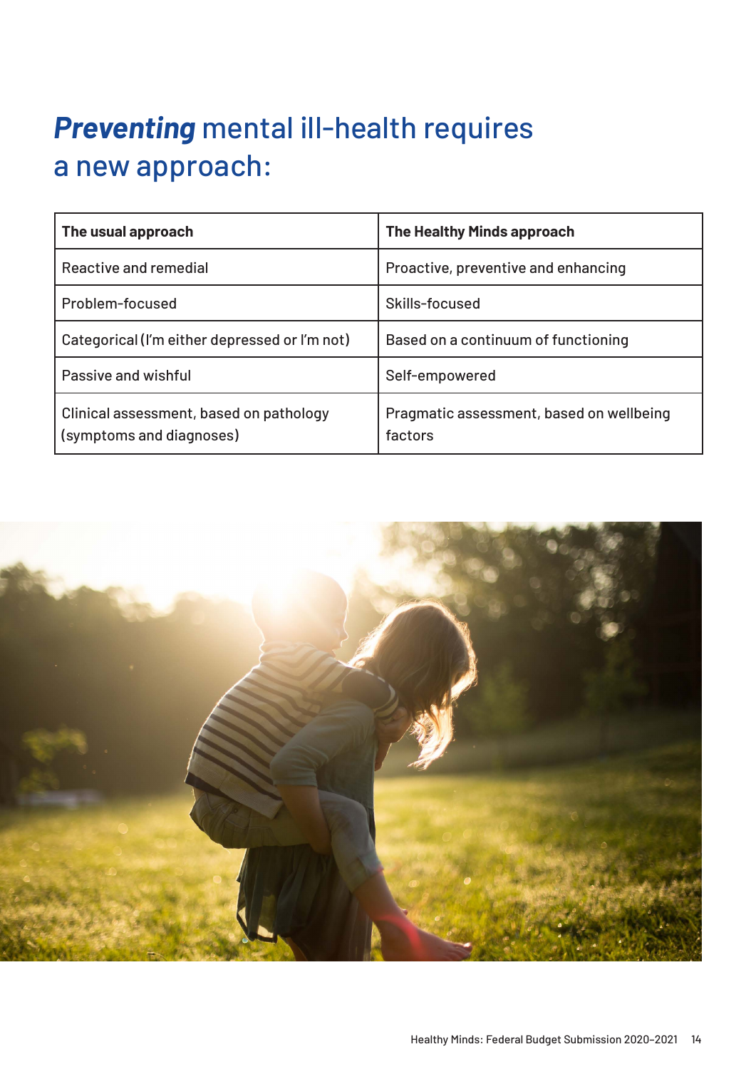# ***Preventing*** mental ill-health requires a new approach:

| The usual approach | The Healthy Minds approach |
|---|---|
| Reactive and remedial | Proactive, preventive and enhancing |
| Problem-focused | Skills-focused |
| Categorical (I'm either depressed or I'm not) | Based on a continuum of functioning |
| Passive and wishful | Self-empowered |
| Clinical assessment, based on pathology (symptoms and diagnoses) | Pragmatic assessment, based on wellbeing factors |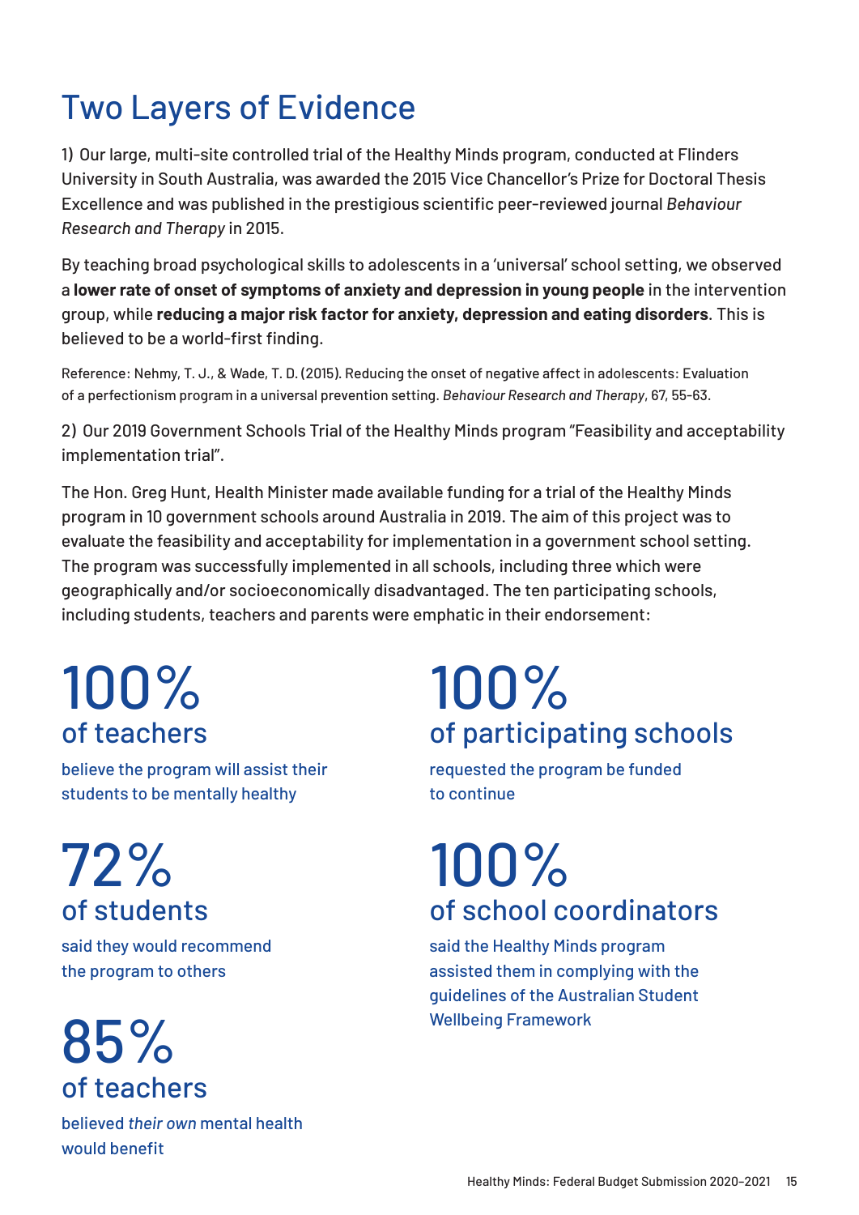# Two Layers of Evidence

1) Our large, multi-site controlled trial of the Healthy Minds program, conducted at Flinders University in South Australia, was awarded the 2015 Vice Chancellor's Prize for Doctoral Thesis Excellence and was published in the prestigious scientific peer-reviewed journal *Behaviour Research and Therapy* in 2015.

By teaching broad psychological skills to adolescents in a 'universal' school setting, we observed a **lower rate of onset of symptoms of anxiety and depression in young people** in the intervention group, while **reducing a major risk factor for anxiety, depression and eating disorders**. This is believed to be a world-first finding.

Reference: Nehmy, T. J., & Wade, T. D. (2015). Reducing the onset of negative affect in adolescents: Evaluation of a perfectionism program in a universal prevention setting. *Behaviour Research and Therapy*, 67, 55-63.

2) Our 2019 Government Schools Trial of the Healthy Minds program "Feasibility and acceptability implementation trial".

The Hon. Greg Hunt, Health Minister made available funding for a trial of the Healthy Minds program in 10 government schools around Australia in 2019. The aim of this project was to evaluate the feasibility and acceptability for implementation in a government school setting. The program was successfully implemented in all schools, including three which were geographically and/or socioeconomically disadvantaged. The ten participating schools, including students, teachers and parents were emphatic in their endorsement:

## 100%
### of teachers

believe the program will assist their students to be mentally healthy

## 72%
### of students

said they would recommend the program to others

## 85%
### of teachers

believed *their own* mental health would benefit

## 100%
### of participating schools

requested the program be funded to continue

## 100%
### of school coordinators

said the Healthy Minds program assisted them in complying with the guidelines of the Australian Student Wellbeing Framework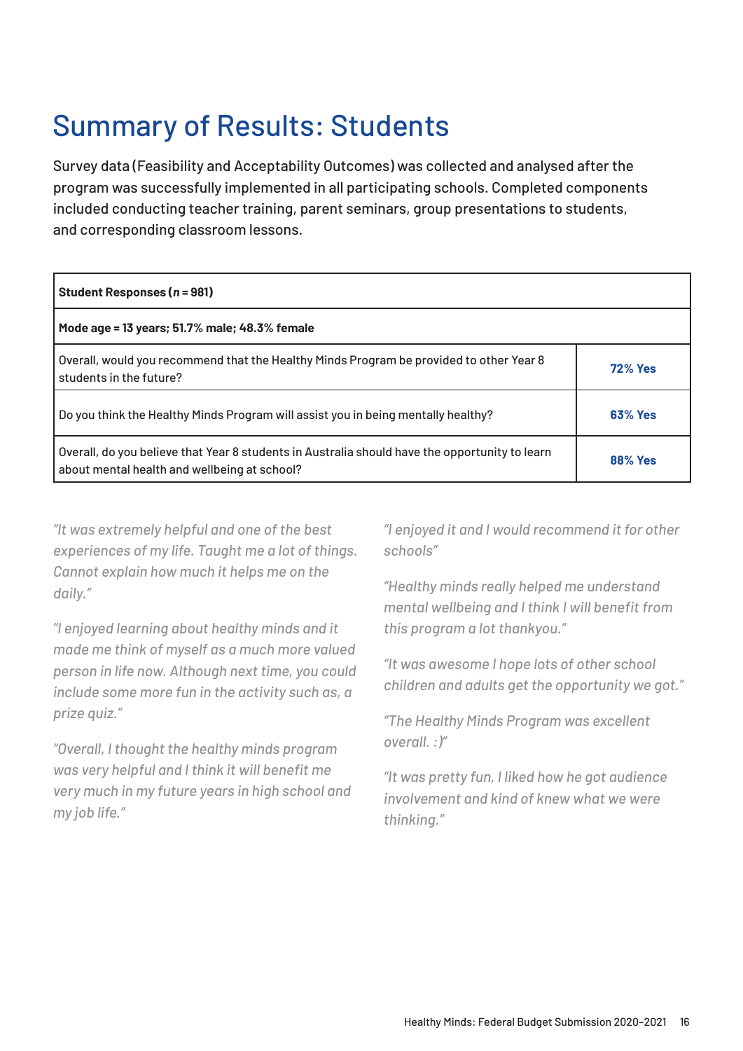# Summary of Results: Students

Survey data (Feasibility and Acceptability Outcomes) was collected and analysed after the program was successfully implemented in all participating schools. Completed components included conducting teacher training, parent seminars, group presentations to students, and corresponding classroom lessons.

| **Student Responses (*n* = 981)** | |
|---|---|
| **Mode age = 13 years; 51.7% male; 48.3% female** | |
| Overall, would you recommend that the Healthy Minds Program be provided to other Year 8 students in the future? | **72% Yes** |
| Do you think the Healthy Minds Program will assist you in being mentally healthy? | **63% Yes** |
| Overall, do you believe that Year 8 students in Australia should have the opportunity to learn about mental health and wellbeing at school? | **88% Yes** |

*"It was extremely helpful and one of the best experiences of my life. Taught me a lot of things. Cannot explain how much it helps me on the daily."*

*"I enjoyed learning about healthy minds and it made me think of myself as a much more valued person in life now. Although next time, you could include some more fun in the activity such as, a prize quiz."*

*"Overall, I thought the healthy minds program was very helpful and I think it will benefit me very much in my future years in high school and my job life."*

*"I enjoyed it and I would recommend it for other schools"*

*"Healthy minds really helped me understand mental wellbeing and I think I will benefit from this program a lot thankyou."*

*"It was awesome I hope lots of other school children and adults get the opportunity we got."*

*"The Healthy Minds Program was excellent overall. :)"*

*"It was pretty fun, I liked how he got audience involvement and kind of knew what we were thinking."*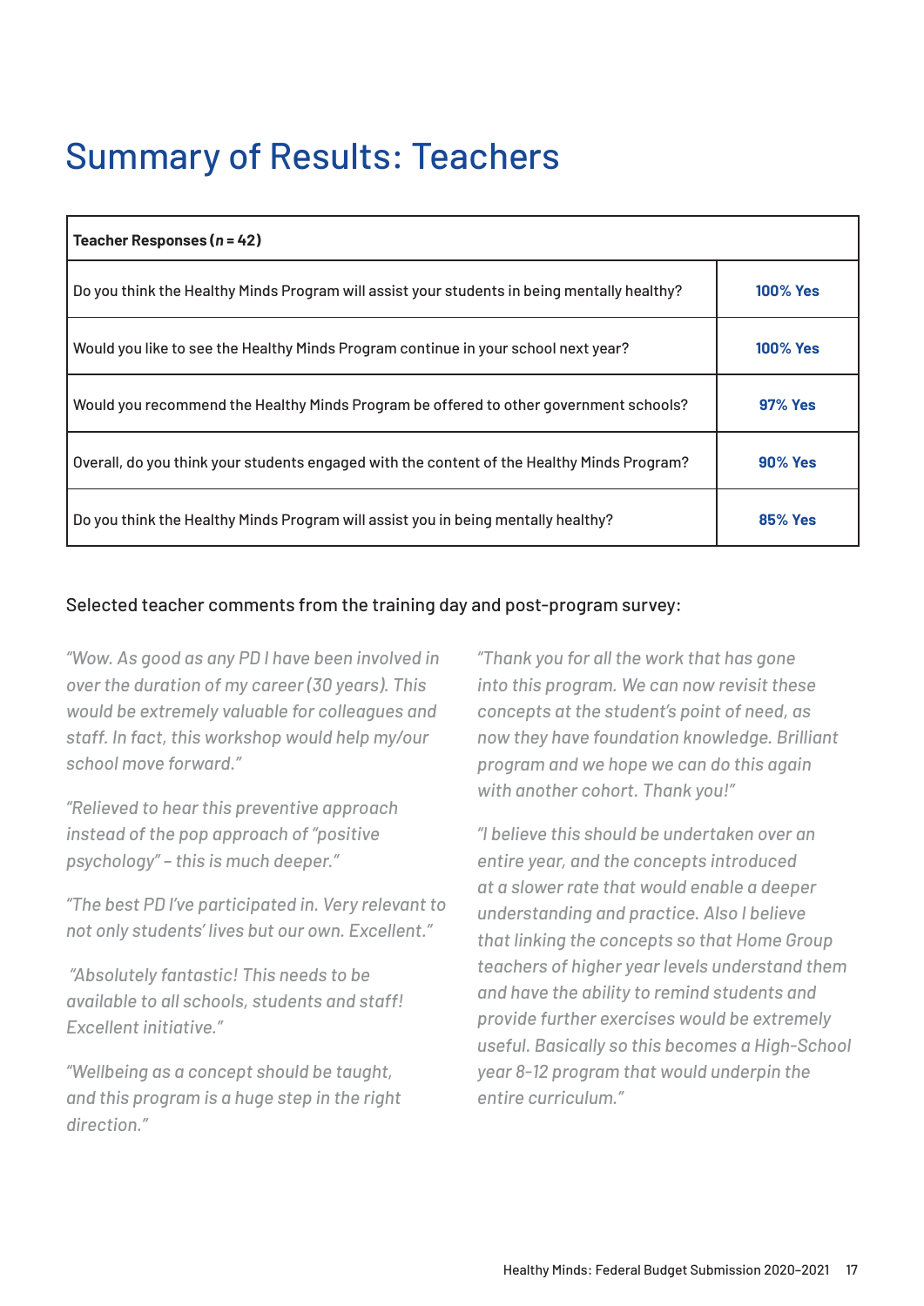# Summary of Results: Teachers

| **Teacher Responses (*n* = 42)** | |
|---|---|
| Do you think the Healthy Minds Program will assist your students in being mentally healthy? | **100% Yes** |
| Would you like to see the Healthy Minds Program continue in your school next year? | **100% Yes** |
| Would you recommend the Healthy Minds Program be offered to other government schools? | **97% Yes** |
| Overall, do you think your students engaged with the content of the Healthy Minds Program? | **90% Yes** |
| Do you think the Healthy Minds Program will assist you in being mentally healthy? | **85% Yes** |

Selected teacher comments from the training day and post-program survey:

*"Wow. As good as any PD I have been involved in over the duration of my career (30 years). This would be extremely valuable for colleagues and staff. In fact, this workshop would help my/our school move forward."*

*"Relieved to hear this preventive approach instead of the pop approach of "positive psychology" – this is much deeper."*

*"The best PD I've participated in. Very relevant to not only students' lives but our own. Excellent."*

*"Absolutely fantastic! This needs to be available to all schools, students and staff! Excellent initiative."*

*"Wellbeing as a concept should be taught, and this program is a huge step in the right direction."*

*"Thank you for all the work that has gone into this program. We can now revisit these concepts at the student's point of need, as now they have foundation knowledge. Brilliant program and we hope we can do this again with another cohort. Thank you!"*

*"I believe this should be undertaken over an entire year, and the concepts introduced at a slower rate that would enable a deeper understanding and practice. Also I believe that linking the concepts so that Home Group teachers of higher year levels understand them and have the ability to remind students and provide further exercises would be extremely useful. Basically so this becomes a High-School year 8-12 program that would underpin the entire curriculum."*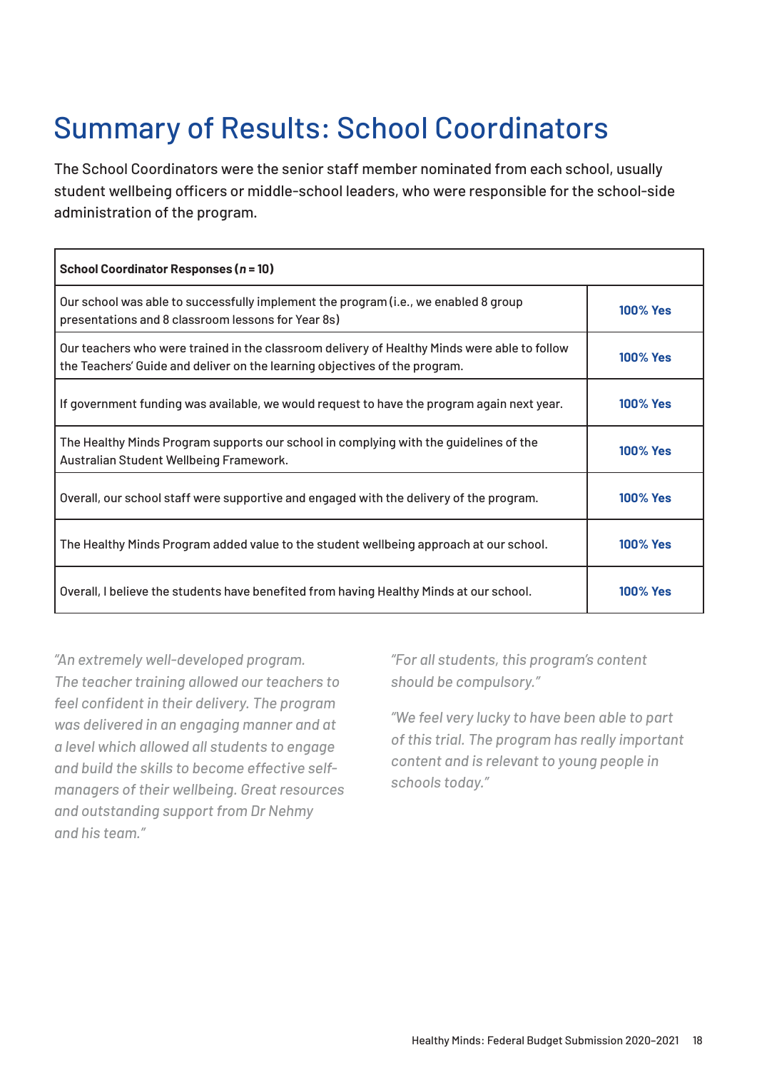# Summary of Results: School Coordinators

The School Coordinators were the senior staff member nominated from each school, usually student wellbeing officers or middle-school leaders, who were responsible for the school-side administration of the program.

| **School Coordinator Responses (*n* = 10)** | |
|---|---|
| Our school was able to successfully implement the program (i.e., we enabled 8 group presentations and 8 classroom lessons for Year 8s) | **100% Yes** |
| Our teachers who were trained in the classroom delivery of Healthy Minds were able to follow the Teachers' Guide and deliver on the learning objectives of the program. | **100% Yes** |
| If government funding was available, we would request to have the program again next year. | **100% Yes** |
| The Healthy Minds Program supports our school in complying with the guidelines of the Australian Student Wellbeing Framework. | **100% Yes** |
| Overall, our school staff were supportive and engaged with the delivery of the program. | **100% Yes** |
| The Healthy Minds Program added value to the student wellbeing approach at our school. | **100% Yes** |
| Overall, I believe the students have benefited from having Healthy Minds at our school. | **100% Yes** |

*"An extremely well-developed program. The teacher training allowed our teachers to feel confident in their delivery. The program was delivered in an engaging manner and at a level which allowed all students to engage and build the skills to become effective self-managers of their wellbeing. Great resources and outstanding support from Dr Nehmy and his team."*

*"For all students, this program's content should be compulsory."*

*"We feel very lucky to have been able to part of this trial. The program has really important content and is relevant to young people in schools today."*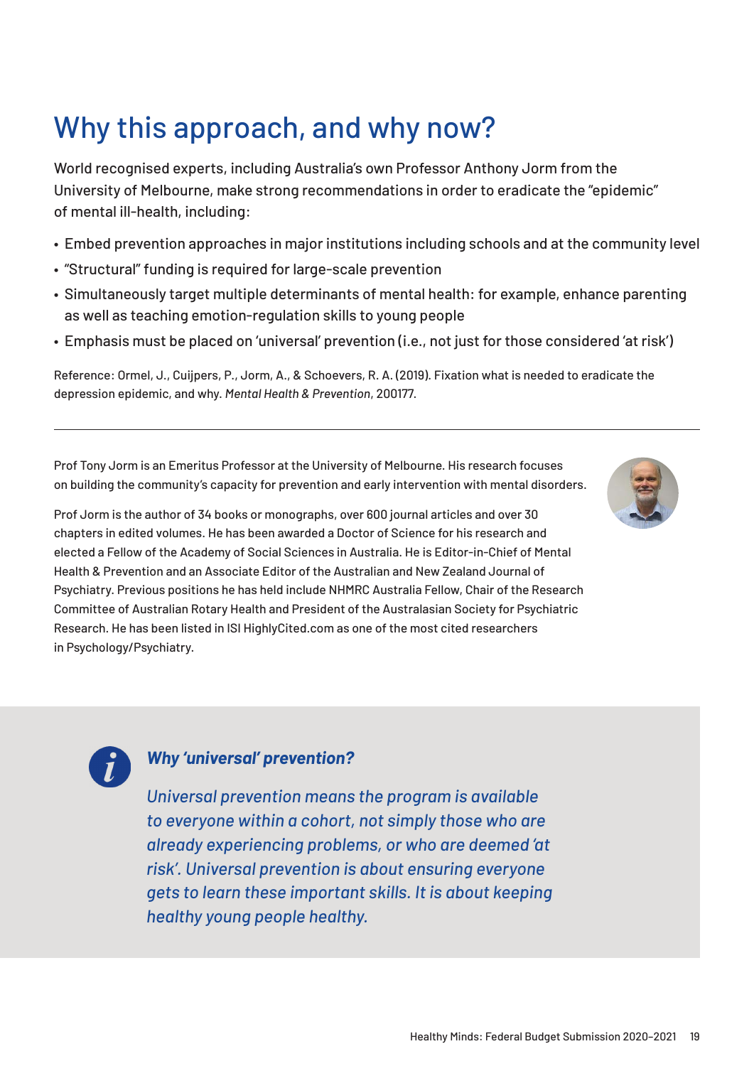# Why this approach, and why now?

World recognised experts, including Australia's own Professor Anthony Jorm from the University of Melbourne, make strong recommendations in order to eradicate the "epidemic" of mental ill-health, including:

- Embed prevention approaches in major institutions including schools and at the community level
- "Structural" funding is required for large-scale prevention
- Simultaneously target multiple determinants of mental health: for example, enhance parenting as well as teaching emotion-regulation skills to young people
- Emphasis must be placed on 'universal' prevention (i.e., not just for those considered 'at risk')

Reference: Ormel, J., Cuijpers, P., Jorm, A., & Schoevers, R. A. (2019). Fixation what is needed to eradicate the depression epidemic, and why. *Mental Health & Prevention*, 200177.

---

Prof Tony Jorm is an Emeritus Professor at the University of Melbourne. His research focuses on building the community's capacity for prevention and early intervention with mental disorders.

Prof Jorm is the author of 34 books or monographs, over 600 journal articles and over 30 chapters in edited volumes. He has been awarded a Doctor of Science for his research and elected a Fellow of the Academy of Social Sciences in Australia. He is Editor-in-Chief of Mental Health & Prevention and an Associate Editor of the Australian and New Zealand Journal of Psychiatry. Previous positions he has held include NHMRC Australia Fellow, Chair of the Research Committee of Australian Rotary Health and President of the Australasian Society for Psychiatric Research. He has been listed in ISI HighlyCited.com as one of the most cited researchers in Psychology/Psychiatry.

### *Why 'universal' prevention?*

*Universal prevention means the program is available to everyone within a cohort, not simply those who are already experiencing problems, or who are deemed 'at risk'. Universal prevention is about ensuring everyone gets to learn these important skills. It is about keeping healthy young people healthy.*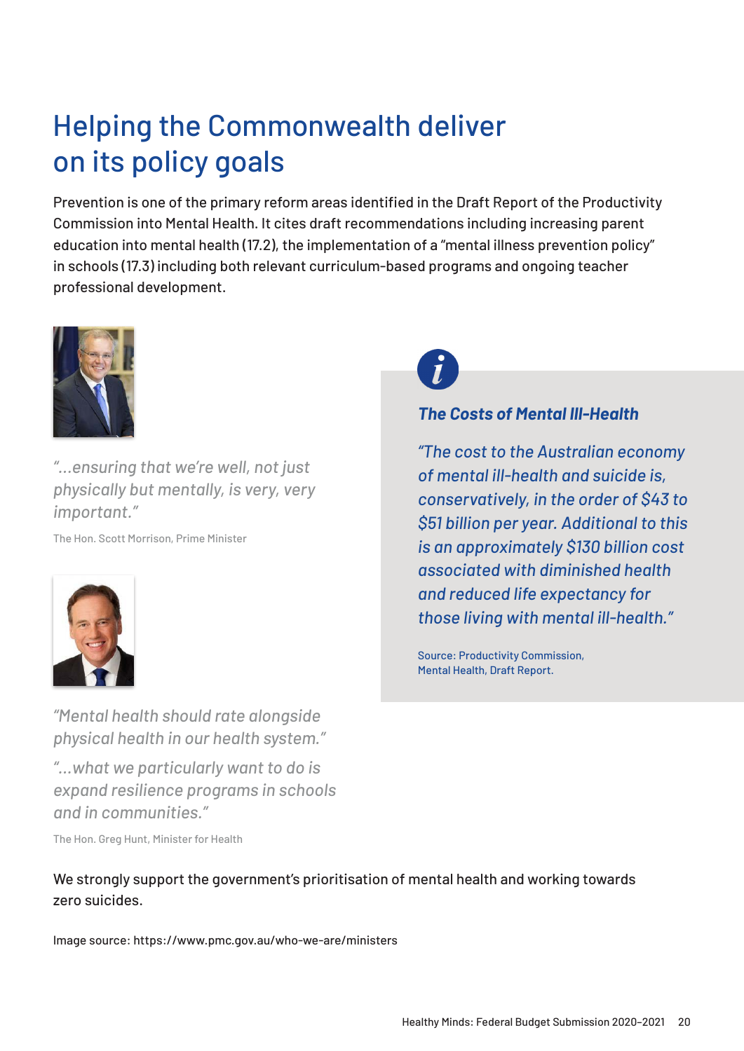# Helping the Commonwealth deliver on its policy goals

Prevention is one of the primary reform areas identified in the Draft Report of the Productivity Commission into Mental Health. It cites draft recommendations including increasing parent education into mental health (17.2), the implementation of a "mental illness prevention policy" in schools (17.3) including both relevant curriculum-based programs and ongoing teacher professional development.

*"...ensuring that we're well, not just physically but mentally, is very, very important."*

The Hon. Scott Morrison, Prime Minister

*"Mental health should rate alongside physical health in our health system."*

*"...what we particularly want to do is expand resilience programs in schools and in communities."*

The Hon. Greg Hunt, Minister for Health

> ***The Costs of Mental Ill-Health***
>
> *"The cost to the Australian economy of mental ill-health and suicide is, conservatively, in the order of $43 to $51 billion per year. Additional to this is an approximately $130 billion cost associated with diminished health and reduced life expectancy for those living with mental ill-health."*
>
> Source: Productivity Commission, Mental Health, Draft Report.

We strongly support the government's prioritisation of mental health and working towards zero suicides.

Image source: https://www.pmc.gov.au/who-we-are/ministers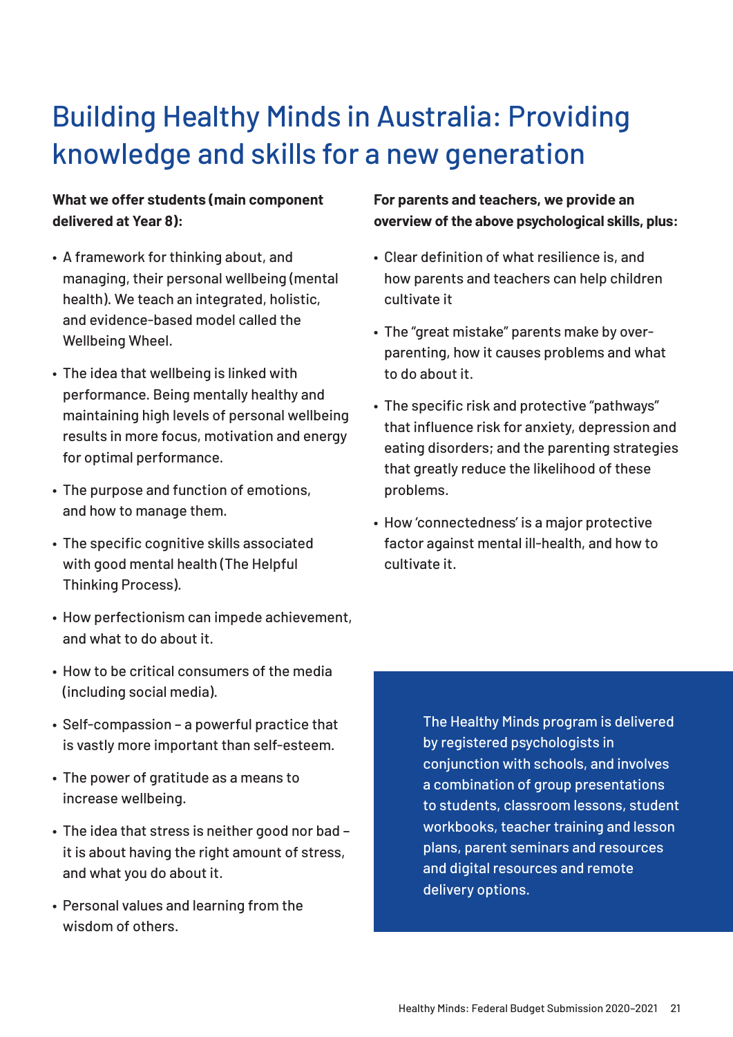# Building Healthy Minds in Australia: Providing knowledge and skills for a new generation

**What we offer students (main component delivered at Year 8):**

- A framework for thinking about, and managing, their personal wellbeing (mental health). We teach an integrated, holistic, and evidence-based model called the Wellbeing Wheel.
- The idea that wellbeing is linked with performance. Being mentally healthy and maintaining high levels of personal wellbeing results in more focus, motivation and energy for optimal performance.
- The purpose and function of emotions, and how to manage them.
- The specific cognitive skills associated with good mental health (The Helpful Thinking Process).
- How perfectionism can impede achievement, and what to do about it.
- How to be critical consumers of the media (including social media).
- Self-compassion – a powerful practice that is vastly more important than self-esteem.
- The power of gratitude as a means to increase wellbeing.
- The idea that stress is neither good nor bad – it is about having the right amount of stress, and what you do about it.
- Personal values and learning from the wisdom of others.

**For parents and teachers, we provide an overview of the above psychological skills, plus:**

- Clear definition of what resilience is, and how parents and teachers can help children cultivate it
- The "great mistake" parents make by over-parenting, how it causes problems and what to do about it.
- The specific risk and protective "pathways" that influence risk for anxiety, depression and eating disorders; and the parenting strategies that greatly reduce the likelihood of these problems.
- How 'connectedness' is a major protective factor against mental ill-health, and how to cultivate it.

The Healthy Minds program is delivered by registered psychologists in conjunction with schools, and involves a combination of group presentations to students, classroom lessons, student workbooks, teacher training and lesson plans, parent seminars and resources and digital resources and remote delivery options.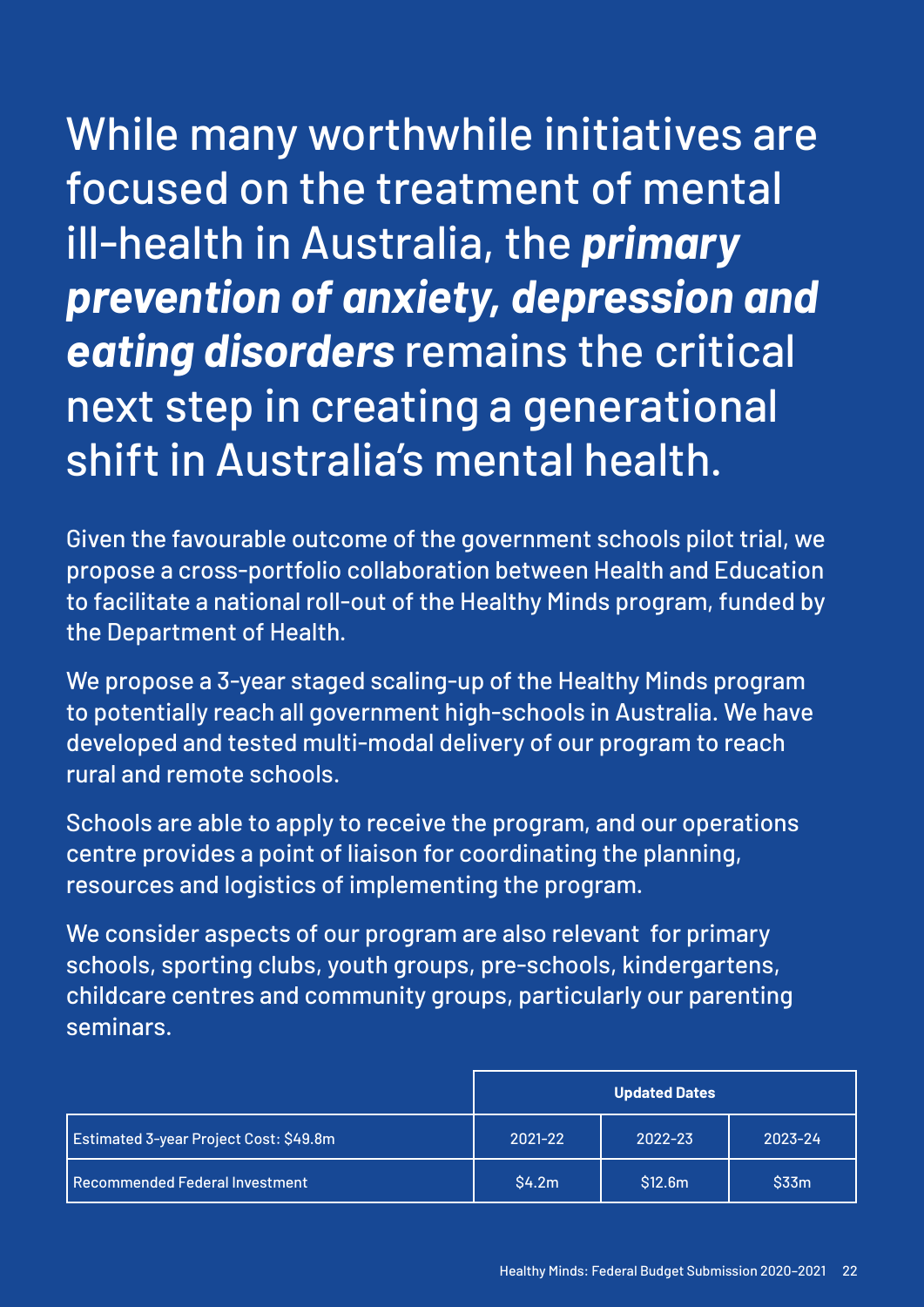# While many worthwhile initiatives are focused on the treatment of mental ill-health in Australia, the ***primary prevention of anxiety, depression and eating disorders*** remains the critical next step in creating a generational shift in Australia's mental health.

Given the favourable outcome of the government schools pilot trial, we propose a cross-portfolio collaboration between Health and Education to facilitate a national roll-out of the Healthy Minds program, funded by the Department of Health.

We propose a 3-year staged scaling-up of the Healthy Minds program to potentially reach all government high-schools in Australia. We have developed and tested multi-modal delivery of our program to reach rural and remote schools.

Schools are able to apply to receive the program, and our operations centre provides a point of liaison for coordinating the planning, resources and logistics of implementing the program.

We consider aspects of our program are also relevant for primary schools, sporting clubs, youth groups, pre-schools, kindergartens, childcare centres and community groups, particularly our parenting seminars.

| | **Updated Dates** | | |
|---|---|---|---|
| Estimated 3-year Project Cost: $49.8m | 2021-22 | 2022-23 | 2023-24 |
| Recommended Federal Investment | $4.2m | $12.6m | $33m |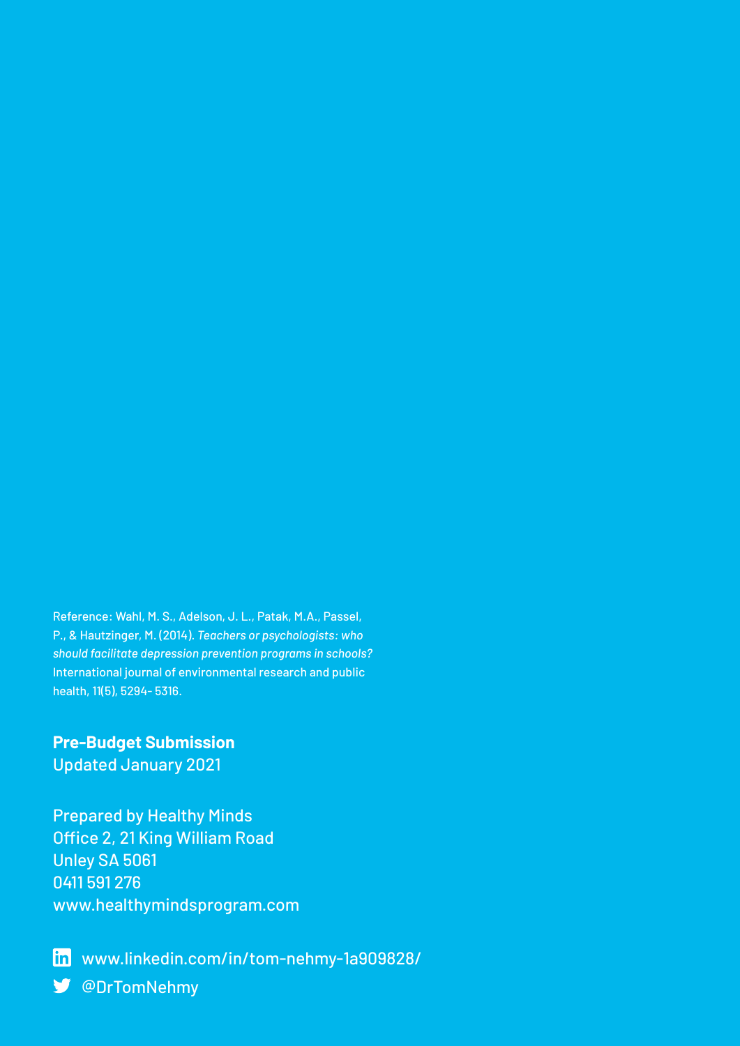Reference: Wahl, M. S., Adelson, J. L., Patak, M.A., Passel, P., & Hautzinger, M. (2014). *Teachers or psychologists: who should facilitate depression prevention programs in schools?* International journal of environmental research and public health, 11(5), 5294- 5316.

**Pre-Budget Submission**
Updated January 2021

Prepared by Healthy Minds
Office 2, 21 King William Road
Unley SA 5061
0411 591 276
www.healthymindsprogram.com

www.linkedin.com/in/tom-nehmy-1a909828/
@DrTomNehmy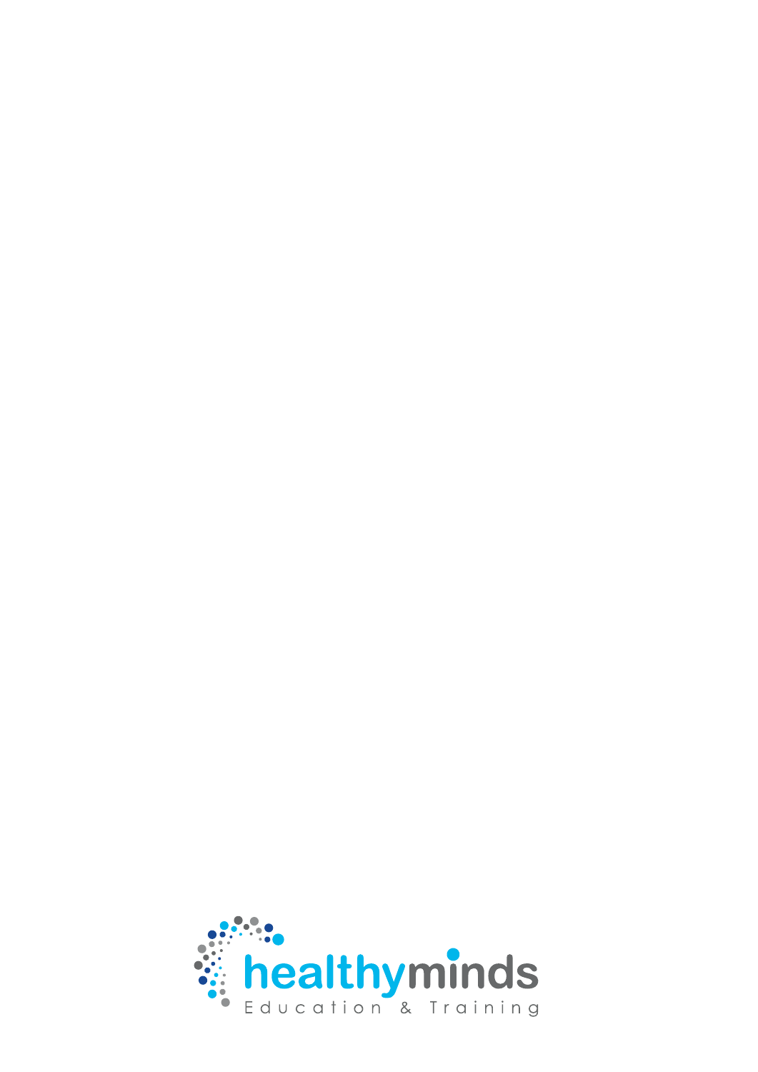healthyminds

Education & Training